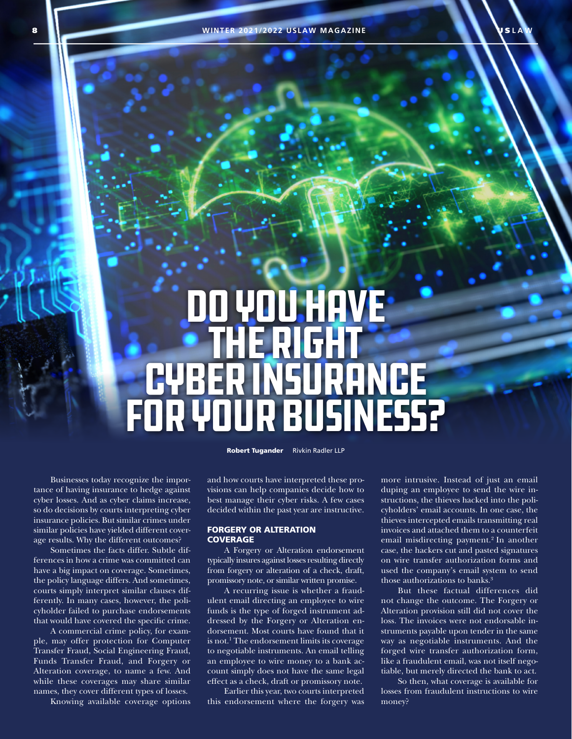# DO YOU HAVE THE RIGHT CYBER INSURANCE FOR YOUR BUSINESS?

**Robert Tugander** Rivkin Radler LLP

Businesses today recognize the importance of having insurance to hedge against cyber losses. And as cyber claims increase, so do decisions by courts interpreting cyber insurance policies. But similar crimes under similar policies have yielded different coverage results. Why the different outcomes?

Sometimes the facts differ. Subtle differences in how a crime was committed can have a big impact on coverage. Sometimes, the policy language differs. And sometimes, courts simply interpret similar clauses differently. In many cases, however, the policyholder failed to purchase endorsements that would have covered the specific crime.

A commercial crime policy, for example, may offer protection for Computer Transfer Fraud, Social Engineering Fraud, Funds Transfer Fraud, and Forgery or Alteration coverage, to name a few. And while these coverages may share similar names, they cover different types of losses.

Knowing available coverage options and how courts have interpreted these provisions can help companies decide how to best manage their cyber risks. A few cases decided within the past year are instructive.

## FORGERY OR ALTERATION COVERAGE

A Forgery or Alteration endorsement typically insures against losses resulting directly from forgery or alteration of a check, draft, promissory note, or similar written promise.

A recurring issue is whether a fraudulent email directing an employee to wire funds is the type of forged instrument addressed by the Forgery or Alteration endorsement. Most courts have found that it is not.[1] The endorsement limits its coverage to negotiable instruments. An email telling an employee to wire money to a bank account simply does not have the same legal effect as a check, draft or promissory note.

Earlier this year, two courts interpreted this endorsement where the forgery was more intrusive. Instead of just an email duping an employee to send the wire instructions, the thieves hacked into the policyholders' email accounts. In one case, the thieves intercepted emails transmitting real invoices and attached them to a counterfeit email misdirecting payment.[2] In another case, the hackers cut and pasted signatures on wire transfer authorization forms and used the company's email system to send those authorizations to banks.[3]

But these factual differences did not change the outcome. The Forgery or Alteration provision still did not cover the loss. The invoices were not endorsable instruments payable upon tender in the same way as negotiable instruments. And the forged wire transfer authorization form, like a fraudulent email, was not itself negotiable, but merely directed the bank to act.

So then, what coverage is available for losses from fraudulent instructions to wire money?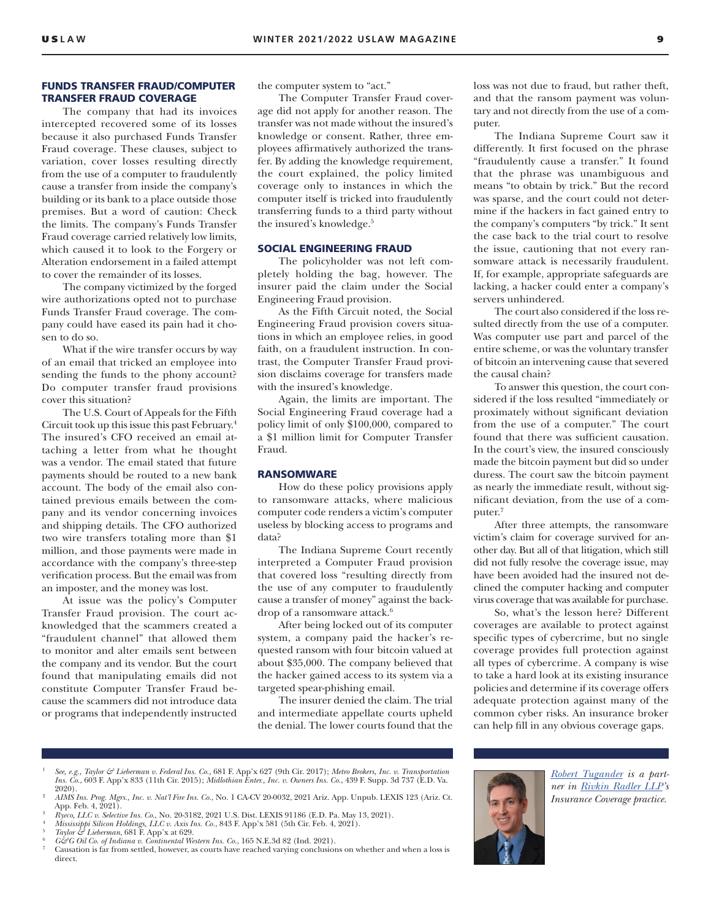## FUNDS TRANSFER FRAUD/COMPUTER TRANSFER FRAUD COVERAGE

The company that had its invoices intercepted recovered some of its losses because it also purchased Funds Transfer Fraud coverage. These clauses, subject to variation, cover losses resulting directly from the use of a computer to fraudulently cause a transfer from inside the company's building or its bank to a place outside those premises. But a word of caution: Check the limits. The company's Funds Transfer Fraud coverage carried relatively low limits, which caused it to look to the Forgery or Alteration endorsement in a failed attempt to cover the remainder of its losses.

The company victimized by the forged wire authorizations opted not to purchase Funds Transfer Fraud coverage. The company could have eased its pain had it chosen to do so.

What if the wire transfer occurs by way of an email that tricked an employee into sending the funds to the phony account? Do computer transfer fraud provisions cover this situation?

The U.S. Court of Appeals for the Fifth Circuit took up this issue this past February.[4] The insured's CFO received an email attaching a letter from what he thought was a vendor. The email stated that future payments should be routed to a new bank account. The body of the email also contained previous emails between the company and its vendor concerning invoices and shipping details. The CFO authorized two wire transfers totaling more than $1 million, and those payments were made in accordance with the company's three-step verification process. But the email was from an imposter, and the money was lost.

At issue was the policy's Computer Transfer Fraud provision. The court acknowledged that the scammers created a "fraudulent channel" that allowed them to monitor and alter emails sent between the company and its vendor. But the court found that manipulating emails did not constitute Computer Transfer Fraud because the scammers did not introduce data or programs that independently instructed the computer system to "act."

The Computer Transfer Fraud coverage did not apply for another reason. The transfer was not made without the insured's knowledge or consent. Rather, three employees affirmatively authorized the transfer. By adding the knowledge requirement, the court explained, the policy limited coverage only to instances in which the computer itself is tricked into fraudulently transferring funds to a third party without the insured's knowledge.[5]

## SOCIAL ENGINEERING FRAUD

The policyholder was not left completely holding the bag, however. The insurer paid the claim under the Social Engineering Fraud provision.

As the Fifth Circuit noted, the Social Engineering Fraud provision covers situations in which an employee relies, in good faith, on a fraudulent instruction. In contrast, the Computer Transfer Fraud provision disclaims coverage for transfers made with the insured's knowledge.

Again, the limits are important. The Social Engineering Fraud coverage had a policy limit of only $100,000, compared to a $1 million limit for Computer Transfer Fraud.

## RANSOMWARE

How do these policy provisions apply to ransomware attacks, where malicious computer code renders a victim's computer useless by blocking access to programs and data?

The Indiana Supreme Court recently interpreted a Computer Fraud provision that covered loss "resulting directly from the use of any computer to fraudulently cause a transfer of money" against the backdrop of a ransomware attack.[6]

After being locked out of its computer system, a company paid the hacker's requested ransom with four bitcoin valued at about $35,000. The company believed that the hacker gained access to its system via a targeted spear-phishing email.

The insurer denied the claim. The trial and intermediate appellate courts upheld the denial. The lower courts found that the loss was not due to fraud, but rather theft, and that the ransom payment was voluntary and not directly from the use of a computer.

The Indiana Supreme Court saw it differently. It first focused on the phrase "fraudulently cause a transfer." It found that the phrase was unambiguous and means "to obtain by trick." But the record was sparse, and the court could not determine if the hackers in fact gained entry to the company's computers "by trick." It sent the case back to the trial court to resolve the issue, cautioning that not every ransomware attack is necessarily fraudulent. If, for example, appropriate safeguards are lacking, a hacker could enter a company's servers unhindered.

The court also considered if the loss resulted directly from the use of a computer. Was computer use part and parcel of the entire scheme, or was the voluntary transfer of bitcoin an intervening cause that severed the causal chain?

To answer this question, the court considered if the loss resulted "immediately or proximately without significant deviation from the use of a computer." The court found that there was sufficient causation. In the court's view, the insured consciously made the bitcoin payment but did so under duress. The court saw the bitcoin payment as nearly the immediate result, without significant deviation, from the use of a computer.[7]

After three attempts, the ransomware victim's claim for coverage survived for another day. But all of that litigation, which still did not fully resolve the coverage issue, may have been avoided had the insured not declined the computer hacking and computer virus coverage that was available for purchase.

So, what's the lesson here? Different coverages are available to protect against specific types of cybercrime, but no single coverage provides full protection against all types of cybercrime. A company is wise to take a hard look at its existing insurance policies and determine if its coverage offers adequate protection against many of the common cyber risks. An insurance broker can help fill in any obvious coverage gaps.

---

1. *See, e.g., Taylor & Lieberman v. Federal Ins. Co.*, 681 F. App'x 627 (9th Cir. 2017); *Metro Brokers, Inc. v. Transportation Ins. Co.*, 603 F. App'x 833 (11th Cir. 2015); *Midlothian Enter., Inc. v. Owners Ins. Co.*, 439 F. Supp. 3d 737 (E.D. Va. 2020).
2. *AIMS Ins. Prog. Mgrs., Inc. v. Nat'l Fire Ins. Co.*, No. 1 CA-CV 20-0032, 2021 Ariz. App. Unpub. LEXIS 123 (Ariz. Ct. App. Feb. 4, 2021).
3. *Ryeco, LLC v. Selective Ins. Co.*, No. 20-3182, 2021 U.S. Dist. LEXIS 91186 (E.D. Pa. May 13, 2021).
4. *Mississippi Silicon Holdings, LLC v. Axis Ins. Co.*, 843 F. App'x 581 (5th Cir. Feb. 4, 2021).
5. *Taylor & Lieberman*, 681 F. App'x at 629.
6. *G&G Oil Co. of Indiana v. Continental Western Ins. Co.*, 165 N.E.3d 82 (Ind. 2021).
7. Causation is far from settled, however, as courts have reached varying conclusions on whether and when a loss is direct.

*Robert Tugander is a partner in Rivkin Radler LLP's Insurance Coverage practice.*